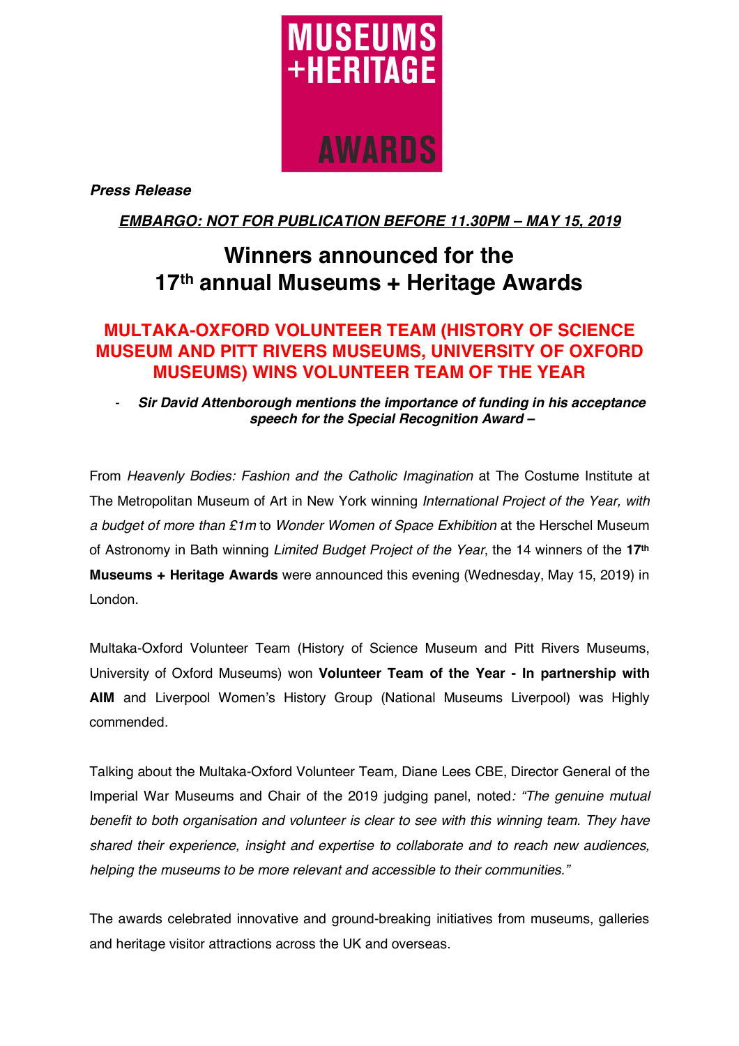MUSEUMS +HERITAGE AWARDS

***Press Release***

***EMBARGO: NOT FOR PUBLICATION BEFORE 11.30PM – MAY 15, 2019***

# Winners announced for the 17th annual Museums + Heritage Awards

## MULTAKA-OXFORD VOLUNTEER TEAM (HISTORY OF SCIENCE MUSEUM AND PITT RIVERS MUSEUMS, UNIVERSITY OF OXFORD MUSEUMS) WINS VOLUNTEER TEAM OF THE YEAR

- ***Sir David Attenborough mentions the importance of funding in his acceptance speech for the Special Recognition Award –***

From *Heavenly Bodies: Fashion and the Catholic Imagination* at The Costume Institute at The Metropolitan Museum of Art in New York winning *International Project of the Year, with a budget of more than £1m* to *Wonder Women of Space Exhibition* at the Herschel Museum of Astronomy in Bath winning *Limited Budget Project of the Year*, the 14 winners of the **17th Museums + Heritage Awards** were announced this evening (Wednesday, May 15, 2019) in London.

Multaka-Oxford Volunteer Team (History of Science Museum and Pitt Rivers Museums, University of Oxford Museums) won **Volunteer Team of the Year - In partnership with AIM** and Liverpool Women's History Group (National Museums Liverpool) was Highly commended.

Talking about the Multaka-Oxford Volunteer Team, Diane Lees CBE, Director General of the Imperial War Museums and Chair of the 2019 judging panel, noted*: "The genuine mutual benefit to both organisation and volunteer is clear to see with this winning team. They have shared their experience, insight and expertise to collaborate and to reach new audiences, helping the museums to be more relevant and accessible to their communities."*

The awards celebrated innovative and ground-breaking initiatives from museums, galleries and heritage visitor attractions across the UK and overseas.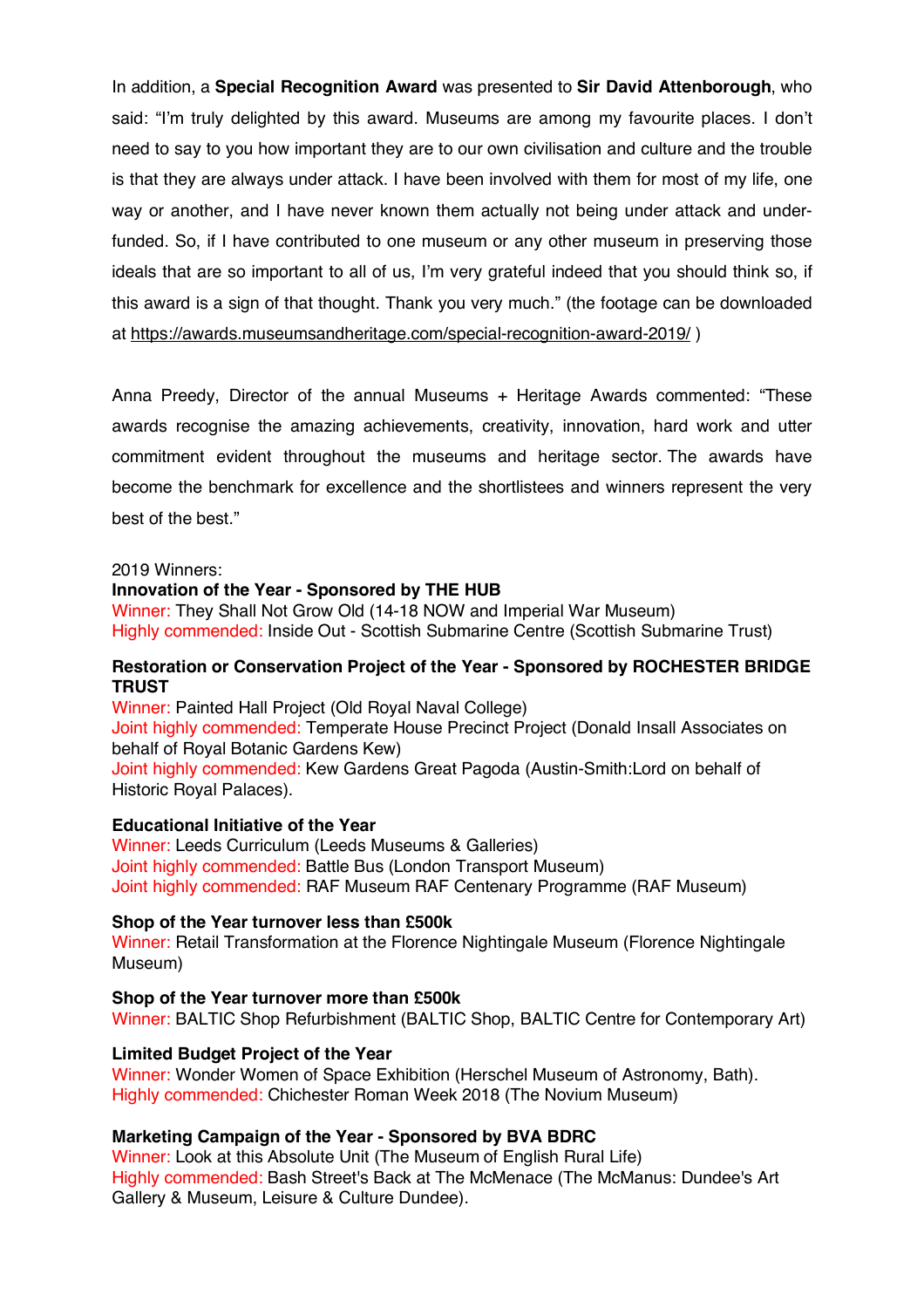In addition, a **Special Recognition Award** was presented to **Sir David Attenborough**, who said: "I'm truly delighted by this award. Museums are among my favourite places. I don't need to say to you how important they are to our own civilisation and culture and the trouble is that they are always under attack. I have been involved with them for most of my life, one way or another, and I have never known them actually not being under attack and under-funded. So, if I have contributed to one museum or any other museum in preserving those ideals that are so important to all of us, I'm very grateful indeed that you should think so, if this award is a sign of that thought. Thank you very much." (the footage can be downloaded at https://awards.museumsandheritage.com/special-recognition-award-2019/ )

Anna Preedy, Director of the annual Museums + Heritage Awards commented: "These awards recognise the amazing achievements, creativity, innovation, hard work and utter commitment evident throughout the museums and heritage sector. The awards have become the benchmark for excellence and the shortlistees and winners represent the very best of the best."

2019 Winners:

**Innovation of the Year - Sponsored by THE HUB**
Winner: They Shall Not Grow Old (14-18 NOW and Imperial War Museum)
Highly commended: Inside Out - Scottish Submarine Centre (Scottish Submarine Trust)

**Restoration or Conservation Project of the Year - Sponsored by ROCHESTER BRIDGE TRUST**
Winner: Painted Hall Project (Old Royal Naval College)
Joint highly commended: Temperate House Precinct Project (Donald Insall Associates on behalf of Royal Botanic Gardens Kew)
Joint highly commended: Kew Gardens Great Pagoda (Austin-Smith:Lord on behalf of Historic Royal Palaces).

**Educational Initiative of the Year**
Winner: Leeds Curriculum (Leeds Museums & Galleries)
Joint highly commended: Battle Bus (London Transport Museum)
Joint highly commended: RAF Museum RAF Centenary Programme (RAF Museum)

**Shop of the Year turnover less than £500k**
Winner: Retail Transformation at the Florence Nightingale Museum (Florence Nightingale Museum)

**Shop of the Year turnover more than £500k**
Winner: BALTIC Shop Refurbishment (BALTIC Shop, BALTIC Centre for Contemporary Art)

**Limited Budget Project of the Year**
Winner: Wonder Women of Space Exhibition (Herschel Museum of Astronomy, Bath).
Highly commended: Chichester Roman Week 2018 (The Novium Museum)

**Marketing Campaign of the Year - Sponsored by BVA BDRC**
Winner: Look at this Absolute Unit (The Museum of English Rural Life)
Highly commended: Bash Street's Back at The McMenace (The McManus: Dundee's Art Gallery & Museum, Leisure & Culture Dundee).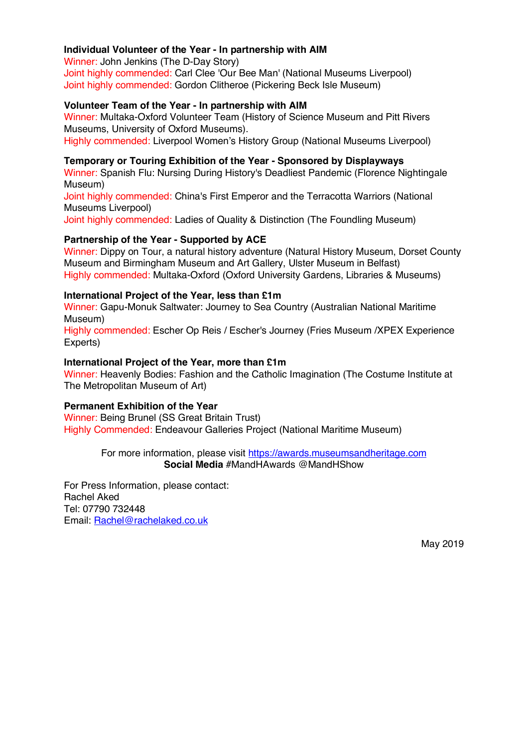**Individual Volunteer of the Year - In partnership with AIM**
Winner: John Jenkins (The D-Day Story)
Joint highly commended: Carl Clee 'Our Bee Man' (National Museums Liverpool)
Joint highly commended: Gordon Clitheroe (Pickering Beck Isle Museum)

**Volunteer Team of the Year - In partnership with AIM**
Winner: Multaka-Oxford Volunteer Team (History of Science Museum and Pitt Rivers Museums, University of Oxford Museums).
Highly commended: Liverpool Women's History Group (National Museums Liverpool)

**Temporary or Touring Exhibition of the Year - Sponsored by Displayways**
Winner: Spanish Flu: Nursing During History's Deadliest Pandemic (Florence Nightingale Museum)
Joint highly commended: China's First Emperor and the Terracotta Warriors (National Museums Liverpool)
Joint highly commended: Ladies of Quality & Distinction (The Foundling Museum)

**Partnership of the Year - Supported by ACE**
Winner: Dippy on Tour, a natural history adventure (Natural History Museum, Dorset County Museum and Birmingham Museum and Art Gallery, Ulster Museum in Belfast)
Highly commended: Multaka-Oxford (Oxford University Gardens, Libraries & Museums)

**International Project of the Year, less than £1m**
Winner: Gapu-Monuk Saltwater: Journey to Sea Country (Australian National Maritime Museum)
Highly commended: Escher Op Reis / Escher's Journey (Fries Museum /XPEX Experience Experts)

**International Project of the Year, more than £1m**
Winner: Heavenly Bodies: Fashion and the Catholic Imagination (The Costume Institute at The Metropolitan Museum of Art)

**Permanent Exhibition of the Year**
Winner: Being Brunel (SS Great Britain Trust)
Highly Commended: Endeavour Galleries Project (National Maritime Museum)

For more information, please visit [https://awards.museumsandheritage.com](https://awards.museumsandheritage.com)
**Social Media** #MandHAwards @MandHShow

For Press Information, please contact:
Rachel Aked
Tel: 07790 732448
Email: [Rachel@rachelaked.co.uk](mailto:Rachel@rachelaked.co.uk)

May 2019